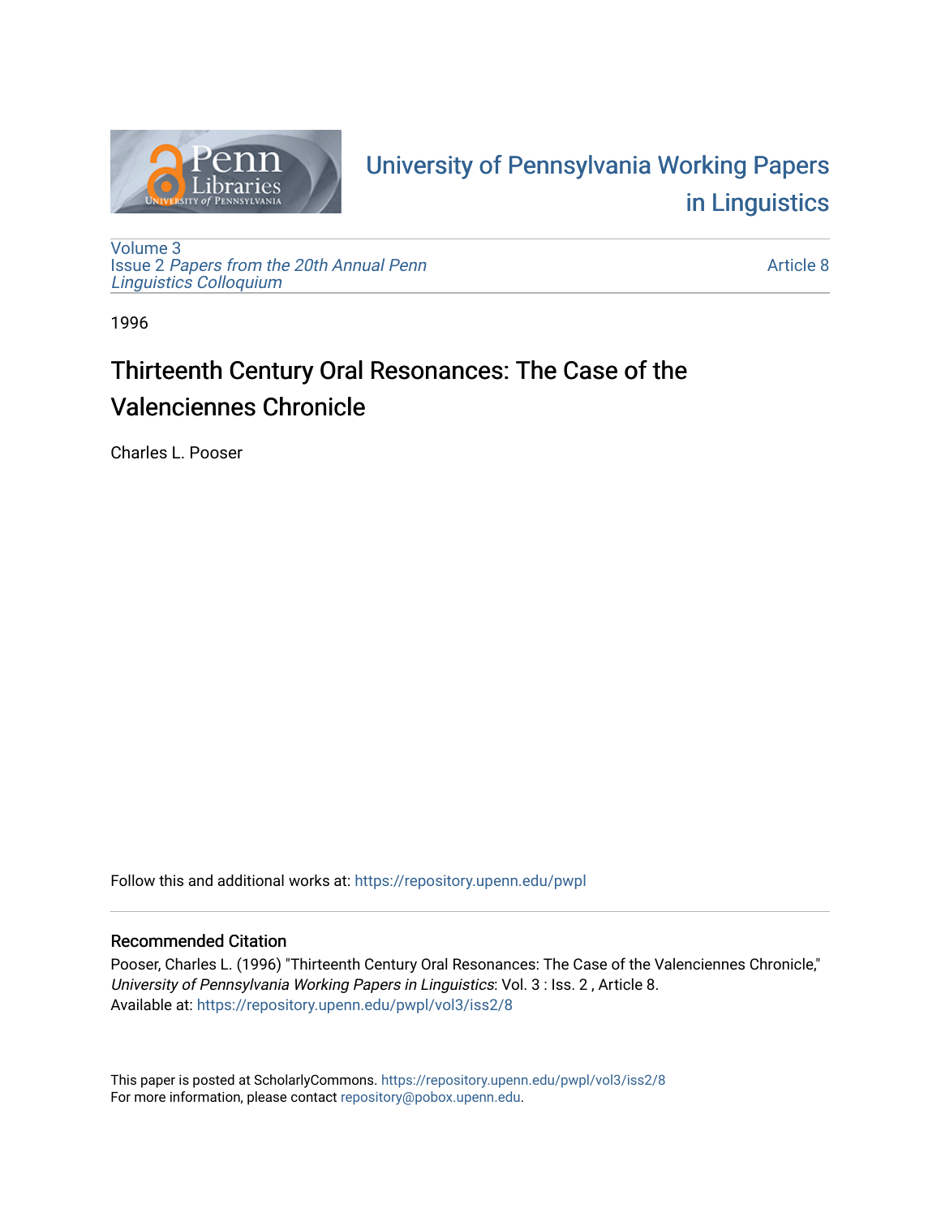University of Pennsylvania Working Papers in Linguistics

Volume 3
Issue 2 *Papers from the 20th Annual Penn Linguistics Colloquium*

Article 8

1996

# Thirteenth Century Oral Resonances: The Case of the Valenciennes Chronicle

Charles L. Pooser

Follow this and additional works at: https://repository.upenn.edu/pwpl

## Recommended Citation

Pooser, Charles L. (1996) "Thirteenth Century Oral Resonances: The Case of the Valenciennes Chronicle," *University of Pennsylvania Working Papers in Linguistics*: Vol. 3 : Iss. 2 , Article 8.
Available at: https://repository.upenn.edu/pwpl/vol3/iss2/8

This paper is posted at ScholarlyCommons. https://repository.upenn.edu/pwpl/vol3/iss2/8
For more information, please contact repository@pobox.upenn.edu.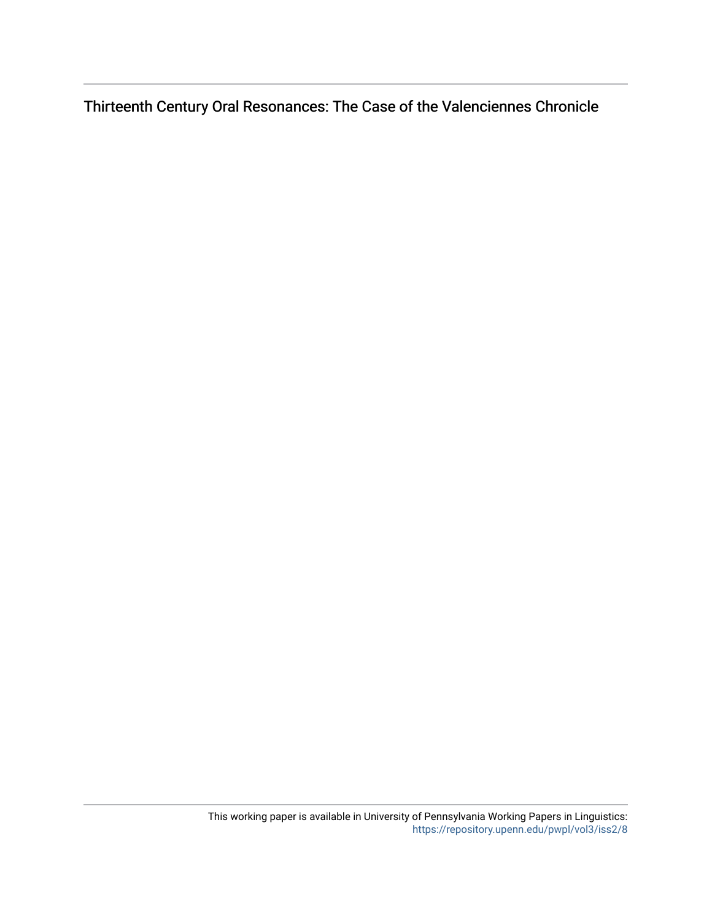Thirteenth Century Oral Resonances: The Case of the Valenciennes Chronicle

This working paper is available in University of Pennsylvania Working Papers in Linguistics: https://repository.upenn.edu/pwpl/vol3/iss2/8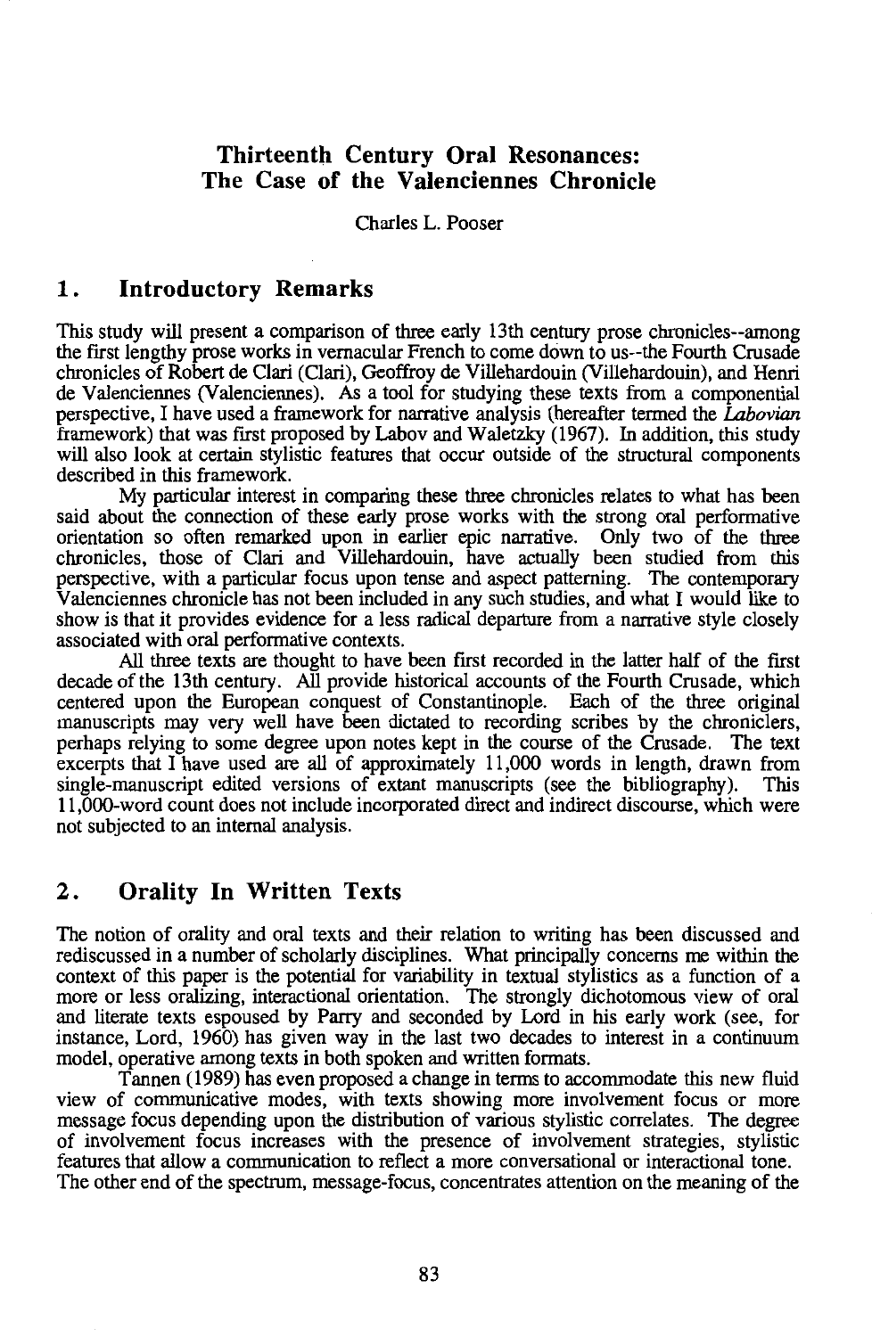# Thirteenth Century Oral Resonances: The Case of the Valenciennes Chronicle

Charles L. Pooser

## 1. Introductory Remarks

This study will present a comparison of three early 13th century prose chronicles--among the first lengthy prose works in vernacular French to come down to us--the Fourth Crusade chronicles of Robert de Clari (Clari), Geoffroy de Villehardouin (Villehardouin), and Henri de Valenciennes (Valenciennes). As a tool for studying these texts from a componential perspective, I have used a framework for narrative analysis (hereafter termed the *Labovian* framework) that was first proposed by Labov and Waletzky (1967). In addition, this study will also look at certain stylistic features that occur outside of the structural components described in this framework.

My particular interest in comparing these three chronicles relates to what has been said about the connection of these early prose works with the strong oral performative orientation so often remarked upon in earlier epic narrative. Only two of the three chronicles, those of Clari and Villehardouin, have actually been studied from this perspective, with a particular focus upon tense and aspect patterning. The contemporary Valenciennes chronicle has not been included in any such studies, and what I would like to show is that it provides evidence for a less radical departure from a narrative style closely associated with oral performative contexts.

All three texts are thought to have been first recorded in the latter half of the first decade of the 13th century. All provide historical accounts of the Fourth Crusade, which centered upon the European conquest of Constantinople. Each of the three original manuscripts may very well have been dictated to recording scribes by the chroniclers, perhaps relying to some degree upon notes kept in the course of the Crusade. The text excerpts that I have used are all of approximately 11,000 words in length, drawn from single-manuscript edited versions of extant manuscripts (see the bibliography). This 11,000-word count does not include incorporated direct and indirect discourse, which were not subjected to an internal analysis.

## 2. Orality In Written Texts

The notion of orality and oral texts and their relation to writing has been discussed and rediscussed in a number of scholarly disciplines. What principally concerns me within the context of this paper is the potential for variability in textual stylistics as a function of a more or less oralizing, interactional orientation. The strongly dichotomous view of oral and literate texts espoused by Parry and seconded by Lord in his early work (see, for instance, Lord, 1960) has given way in the last two decades to interest in a continuum model, operative among texts in both spoken and written formats.

Tannen (1989) has even proposed a change in terms to accommodate this new fluid view of communicative modes, with texts showing more involvement focus or more message focus depending upon the distribution of various stylistic correlates. The degree of involvement focus increases with the presence of involvement strategies, stylistic features that allow a communication to reflect a more conversational or interactional tone. The other end of the spectrum, message-focus, concentrates attention on the meaning of the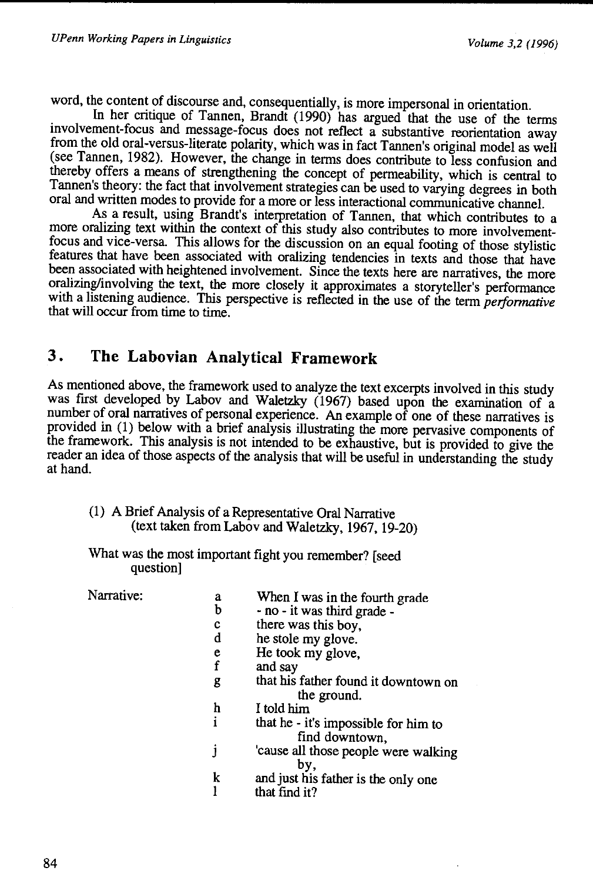word, the content of discourse and, consequentially, is more impersonal in orientation.

In her critique of Tannen, Brandt (1990) has argued that the use of the terms involvement-focus and message-focus does not reflect a substantive reorientation away from the old oral-versus-literate polarity, which was in fact Tannen's original model as well (see Tannen, 1982). However, the change in terms does contribute to less confusion and thereby offers a means of strengthening the concept of permeability, which is central to Tannen's theory: the fact that involvement strategies can be used to varying degrees in both oral and written modes to provide for a more or less interactional communicative channel.

As a result, using Brandt's interpretation of Tannen, that which contributes to a more oralizing text within the context of this study also contributes to more involvement-focus and vice-versa. This allows for the discussion on an equal footing of those stylistic features that have been associated with oralizing tendencies in texts and those that have been associated with heightened involvement. Since the texts here are narratives, the more oralizing/involving the text, the more closely it approximates a storyteller's performance with a listening audience. This perspective is reflected in the use of the term *performative* that will occur from time to time.

## 3. The Labovian Analytical Framework

As mentioned above, the framework used to analyze the text excerpts involved in this study was first developed by Labov and Waletzky (1967) based upon the examination of a number of oral narratives of personal experience. An example of one of these narratives is provided in (1) below with a brief analysis illustrating the more pervasive components of the framework. This analysis is not intended to be exhaustive, but is provided to give the reader an idea of those aspects of the analysis that will be useful in understanding the study at hand.

(1) A Brief Analysis of a Representative Oral Narrative
(text taken from Labov and Waletzky, 1967, 19-20)

What was the most important fight you remember? [seed question]

Narrative:

a When I was in the fourth grade
b - no - it was third grade -
c there was this boy,
d he stole my glove.
e He took my glove,
f and say
g that his father found it downtown on the ground.
h I told him
i that he - it's impossible for him to find downtown,
j 'cause all those people were walking by,
k and just his father is the only one
l that find it?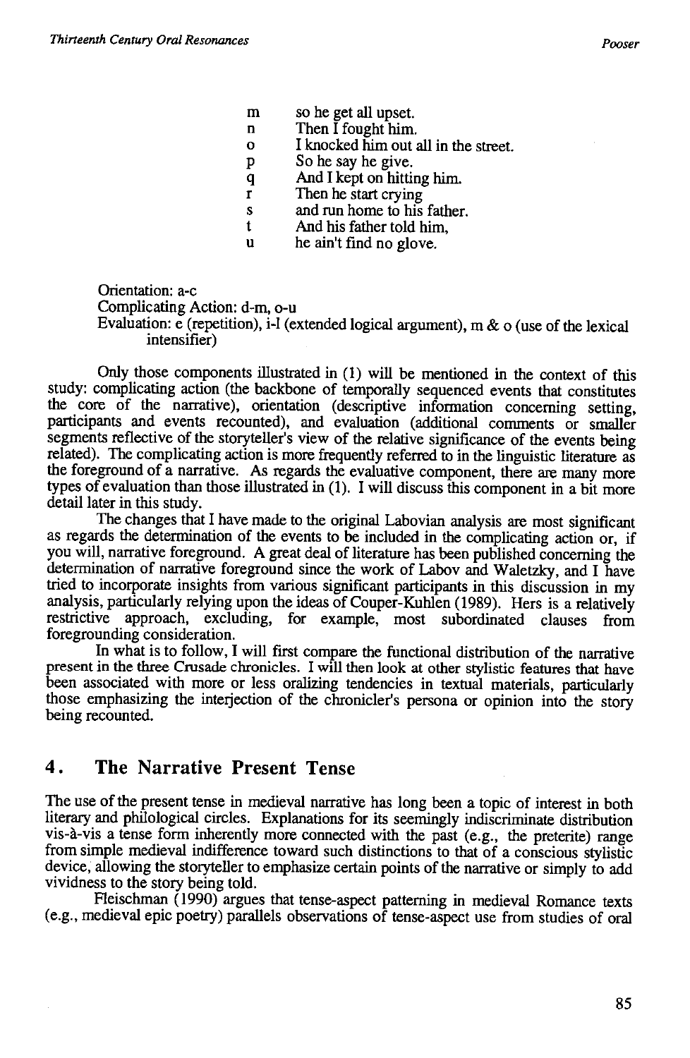m so he get all upset.
n Then I fought him.
o I knocked him out all in the street.
p So he say he give.
q And I kept on hitting him.
r Then he start crying
s and run home to his father.
t And his father told him,
u he ain't find no glove.

Orientation: a-c
Complicating Action: d-m, o-u
Evaluation: e (repetition), i-l (extended logical argument), m & o (use of the lexical intensifier)

Only those components illustrated in (1) will be mentioned in the context of this study: complicating action (the backbone of temporally sequenced events that constitutes the core of the narrative), orientation (descriptive information concerning setting, participants and events recounted), and evaluation (additional comments or smaller segments reflective of the storyteller's view of the relative significance of the events being related). The complicating action is more frequently referred to in the linguistic literature as the foreground of a narrative. As regards the evaluative component, there are many more types of evaluation than those illustrated in (1). I will discuss this component in a bit more detail later in this study.

The changes that I have made to the original Labovian analysis are most significant as regards the determination of the events to be included in the complicating action or, if you will, narrative foreground. A great deal of literature has been published concerning the determination of narrative foreground since the work of Labov and Waletzky, and I have tried to incorporate insights from various significant participants in this discussion in my analysis, particularly relying upon the ideas of Couper-Kuhlen (1989). Hers is a relatively restrictive approach, excluding, for example, most subordinated clauses from foregrounding consideration.

In what is to follow, I will first compare the functional distribution of the narrative present in the three Crusade chronicles. I will then look at other stylistic features that have been associated with more or less oralizing tendencies in textual materials, particularly those emphasizing the interjection of the chronicler's persona or opinion into the story being recounted.

## 4. The Narrative Present Tense

The use of the present tense in medieval narrative has long been a topic of interest in both literary and philological circles. Explanations for its seemingly indiscriminate distribution vis-à-vis a tense form inherently more connected with the past (e.g., the preterite) range from simple medieval indifference toward such distinctions to that of a conscious stylistic device, allowing the storyteller to emphasize certain points of the narrative or simply to add vividness to the story being told.

Fleischman (1990) argues that tense-aspect patterning in medieval Romance texts (e.g., medieval epic poetry) parallels observations of tense-aspect use from studies of oral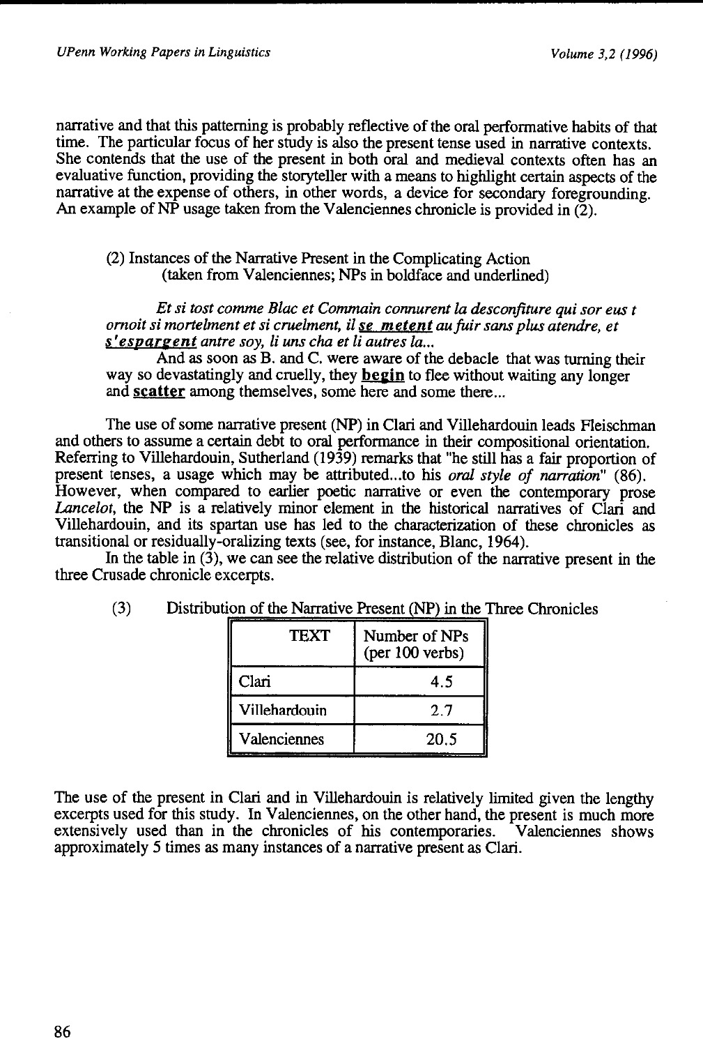narrative and that this patterning is probably reflective of the oral performative habits of that time. The particular focus of her study is also the present tense used in narrative contexts. She contends that the use of the present in both oral and medieval contexts often has an evaluative function, providing the storyteller with a means to highlight certain aspects of the narrative at the expense of others, in other words, a device for secondary foregrounding. An example of NP usage taken from the Valenciennes chronicle is provided in (2).

(2) Instances of the Narrative Present in the Complicating Action
(taken from Valenciennes; NPs in boldface and underlined)

*Et si tost comme Blac et Commain connurent la desconfiture qui sor eus t ornoit si mortelment et si cruelment, il* ***<u>se metent</u>*** *au fuir sans plus atendre, et* ***<u>s'espargent</u>*** *antre soy, li uns cha et li autres la...*

And as soon as B. and C. were aware of the debacle that was turning their way so devastatingly and cruelly, they **<u>begin</u>** to flee without waiting any longer and **<u>scatter</u>** among themselves, some here and some there...

The use of some narrative present (NP) in Clari and Villehardouin leads Fleischman and others to assume a certain debt to oral performance in their compositional orientation. Referring to Villehardouin, Sutherland (1939) remarks that "he still has a fair proportion of present tenses, a usage which may be attributed...to his *oral style of narration*" (86). However, when compared to earlier poetic narrative or even the contemporary prose *Lancelot*, the NP is a relatively minor element in the historical narratives of Clari and Villehardouin, and its spartan use has led to the characterization of these chronicles as transitional or residually-oralizing texts (see, for instance, Blanc, 1964).

In the table in (3), we can see the relative distribution of the narrative present in the three Crusade chronicle excerpts.

(3) Distribution of the Narrative Present (NP) in the Three Chronicles

| TEXT | Number of NPs (per 100 verbs) |
|---|---|
| Clari | 4.5 |
| Villehardouin | 2.7 |
| Valenciennes | 20.5 |

The use of the present in Clari and in Villehardouin is relatively limited given the lengthy excerpts used for this study. In Valenciennes, on the other hand, the present is much more extensively used than in the chronicles of his contemporaries. Valenciennes shows approximately 5 times as many instances of a narrative present as Clari.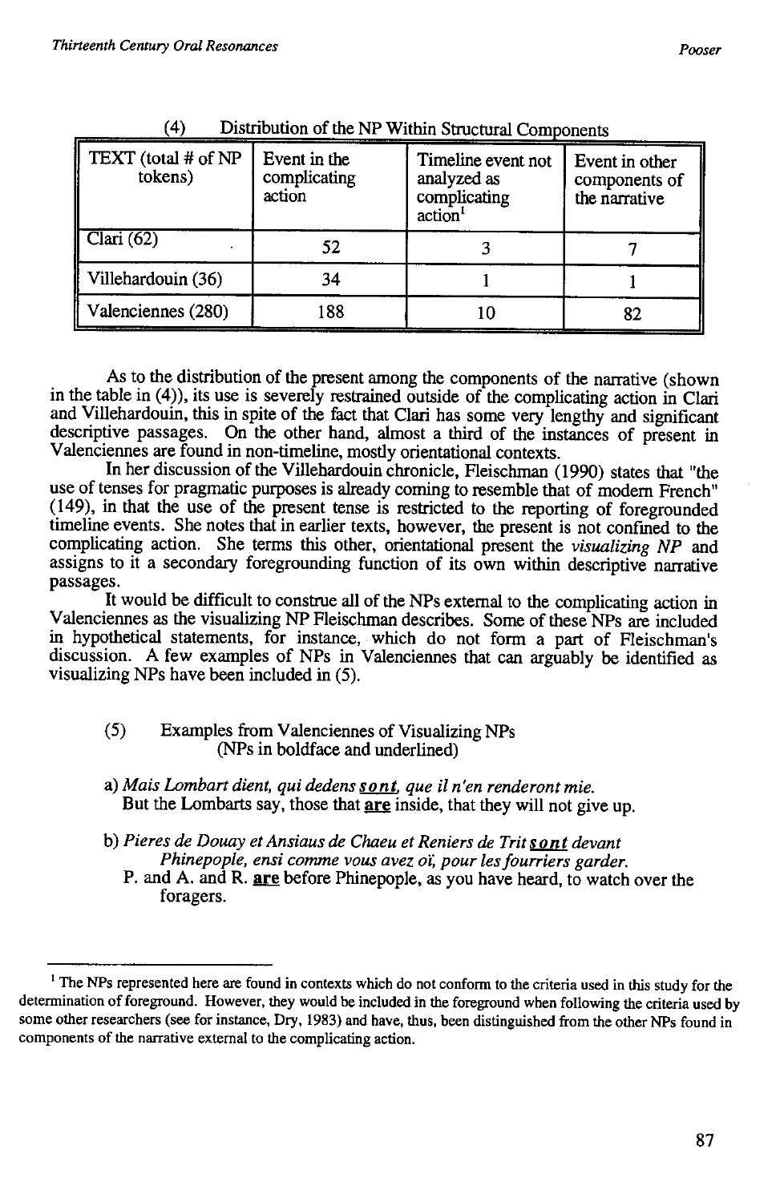(4) Distribution of the NP Within Structural Components

| TEXT (total # of NP tokens) | Event in the complicating action | Timeline event not analyzed as complicating action[1] | Event in other components of the narrative |
|---|---|---|---|
| Clari (62) | 52 | 3 | 7 |
| Villehardouin (36) | 34 | 1 | 1 |
| Valenciennes (280) | 188 | 10 | 82 |

As to the distribution of the present among the components of the narrative (shown in the table in (4)), its use is severely restrained outside of the complicating action in Clari and Villehardouin, this in spite of the fact that Clari has some very lengthy and significant descriptive passages. On the other hand, almost a third of the instances of present in Valenciennes are found in non-timeline, mostly orientational contexts.

In her discussion of the Villehardouin chronicle, Fleischman (1990) states that "the use of tenses for pragmatic purposes is already coming to resemble that of modern French" (149), in that the use of the present tense is restricted to the reporting of foregrounded timeline events. She notes that in earlier texts, however, the present is not confined to the complicating action. She terms this other, orientational present the *visualizing NP* and assigns to it a secondary foregrounding function of its own within descriptive narrative passages.

It would be difficult to construe all of the NPs external to the complicating action in Valenciennes as the visualizing NP Fleischman describes. Some of these NPs are included in hypothetical statements, for instance, which do not form a part of Fleischman's discussion. A few examples of NPs in Valenciennes that can arguably be identified as visualizing NPs have been included in (5).

(5) Examples from Valenciennes of Visualizing NPs
(NPs in boldface and underlined)

a) *Mais Lombart dient, qui dedens* ***<u>sont</u>****, que il n'en renderont mie.*
But the Lombarts say, those that **<u>are</u>** inside, that they will not give up.

b) *Pieres de Douay et Ansiaus de Chaeu et Reniers de Trit* ***<u>sont</u>*** *devant Phinepople, ensi comme vous avez oï, pour les fourriers garder.*
P. and A. and R. **<u>are</u>** before Phinepople, as you have heard, to watch over the foragers.

[1] The NPs represented here are found in contexts which do not conform to the criteria used in this study for the determination of foreground. However, they would be included in the foreground when following the criteria used by some other researchers (see for instance, Dry, 1983) and have, thus, been distinguished from the other NPs found in components of the narrative external to the complicating action.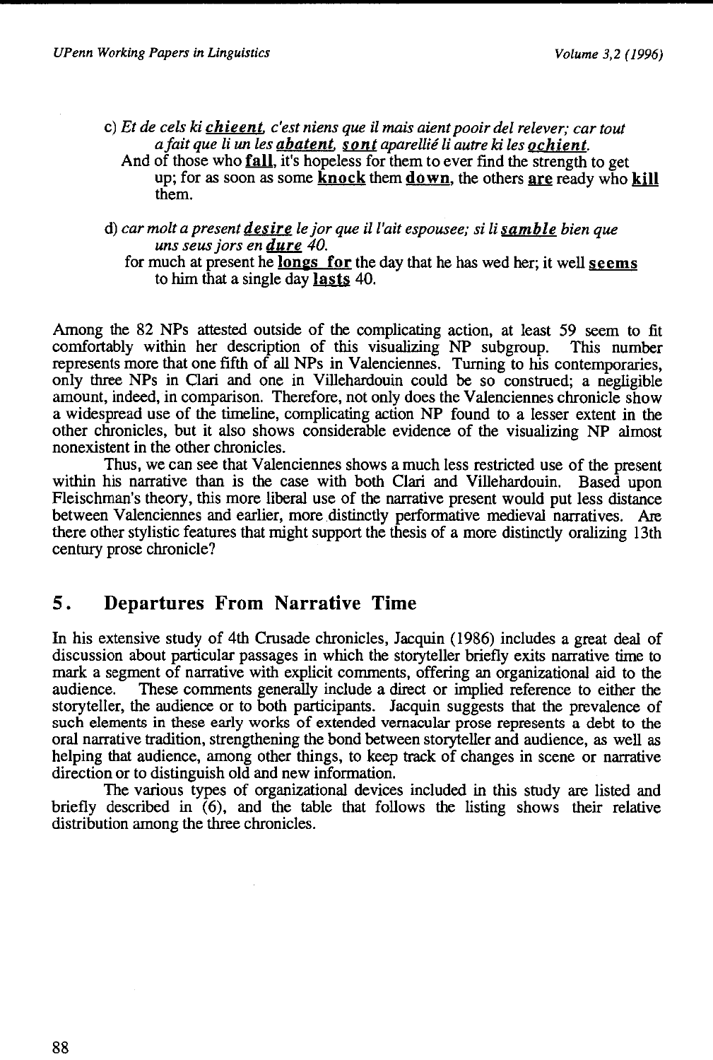c) *Et de cels ki* ***chieent****, c'est niens que il mais aient pooir del relever; car tout a fait que li un les* ***abatent****,* ***sont*** *aparellié li autre ki les* ***ochient****.*
   And of those who **fall**, it's hopeless for them to ever find the strength to get up; for as soon as some **knock** them **down**, the others **are** ready who **kill** them.

d) *car molt a present* ***desire*** *le jor que il l'ait espousee; si li* ***samble*** *bien que uns seus jors en* ***dure*** *40.*
   for much at present he **longs for** the day that he has wed her; it well **seems** to him that a single day **lasts** 40.

Among the 82 NPs attested outside of the complicating action, at least 59 seem to fit comfortably within her description of this visualizing NP subgroup. This number represents more that one fifth of all NPs in Valenciennes. Turning to his contemporaries, only three NPs in Clari and one in Villehardouin could be so construed; a negligible amount, indeed, in comparison. Therefore, not only does the Valenciennes chronicle show a widespread use of the timeline, complicating action NP found to a lesser extent in the other chronicles, but it also shows considerable evidence of the visualizing NP almost nonexistent in the other chronicles.

Thus, we can see that Valenciennes shows a much less restricted use of the present within his narrative than is the case with both Clari and Villehardouin. Based upon Fleischman's theory, this more liberal use of the narrative present would put less distance between Valenciennes and earlier, more distinctly performative medieval narratives. Are there other stylistic features that might support the thesis of a more distinctly oralizing 13th century prose chronicle?

## 5. Departures From Narrative Time

In his extensive study of 4th Crusade chronicles, Jacquin (1986) includes a great deal of discussion about particular passages in which the storyteller briefly exits narrative time to mark a segment of narrative with explicit comments, offering an organizational aid to the audience. These comments generally include a direct or implied reference to either the storyteller, the audience or to both participants. Jacquin suggests that the prevalence of such elements in these early works of extended vernacular prose represents a debt to the oral narrative tradition, strengthening the bond between storyteller and audience, as well as helping that audience, among other things, to keep track of changes in scene or narrative direction or to distinguish old and new information.

The various types of organizational devices included in this study are listed and briefly described in (6), and the table that follows the listing shows their relative distribution among the three chronicles.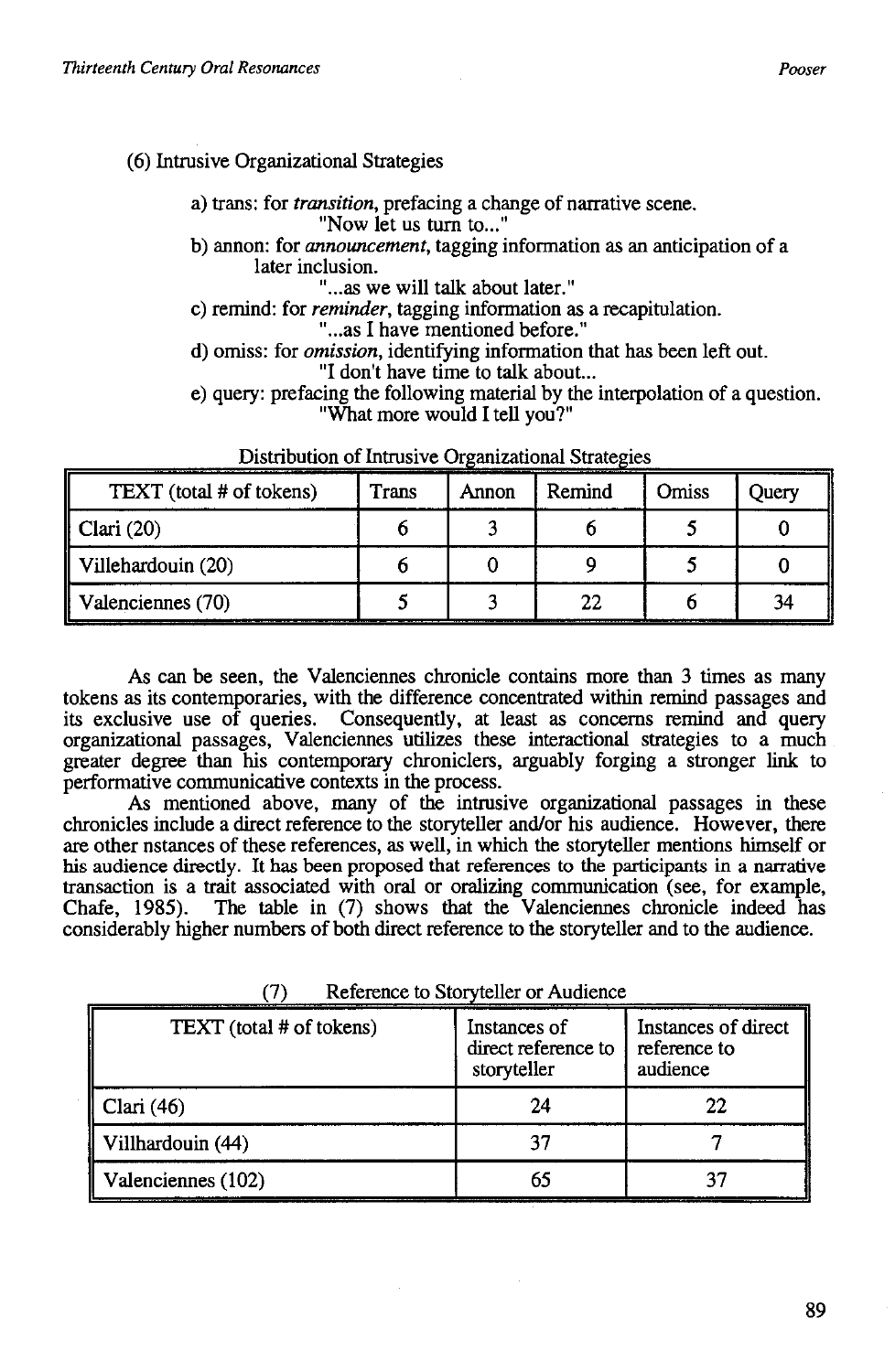(6) Intrusive Organizational Strategies

- a) trans: for *transition*, prefacing a change of narrative scene.
  "Now let us turn to..."
- b) annon: for *announcement*, tagging information as an anticipation of a later inclusion.
  "...as we will talk about later."
- c) remind: for *reminder*, tagging information as a recapitulation.
  "...as I have mentioned before."
- d) omiss: for *omission*, identifying information that has been left out.
  "I don't have time to talk about...
- e) query: prefacing the following material by the interpolation of a question.
  "What more would I tell you?"

Distribution of Intrusive Organizational Strategies

| TEXT (total # of tokens) | Trans | Annon | Remind | Omiss | Query |
|---|---|---|---|---|---|
| Clari (20) | 6 | 3 | 6 | 5 | 0 |
| Villehardouin (20) | 6 | 0 | 9 | 5 | 0 |
| Valenciennes (70) | 5 | 3 | 22 | 6 | 34 |

As can be seen, the Valenciennes chronicle contains more than 3 times as many tokens as its contemporaries, with the difference concentrated within remind passages and its exclusive use of queries. Consequently, at least as concerns remind and query organizational passages, Valenciennes utilizes these interactional strategies to a much greater degree than his contemporary chroniclers, arguably forging a stronger link to performative communicative contexts in the process.

As mentioned above, many of the intrusive organizational passages in these chronicles include a direct reference to the storyteller and/or his audience. However, there are other nstances of these references, as well, in which the storyteller mentions himself or his audience directly. It has been proposed that references to the participants in a narrative transaction is a trait associated with oral or oralizing communication (see, for example, Chafe, 1985). The table in (7) shows that the Valenciennes chronicle indeed has considerably higher numbers of both direct reference to the storyteller and to the audience.

(7) Reference to Storyteller or Audience

| TEXT (total # of tokens) | Instances of direct reference to storyteller | Instances of direct reference to audience |
|---|---|---|
| Clari (46) | 24 | 22 |
| Villhardouin (44) | 37 | 7 |
| Valenciennes (102) | 65 | 37 |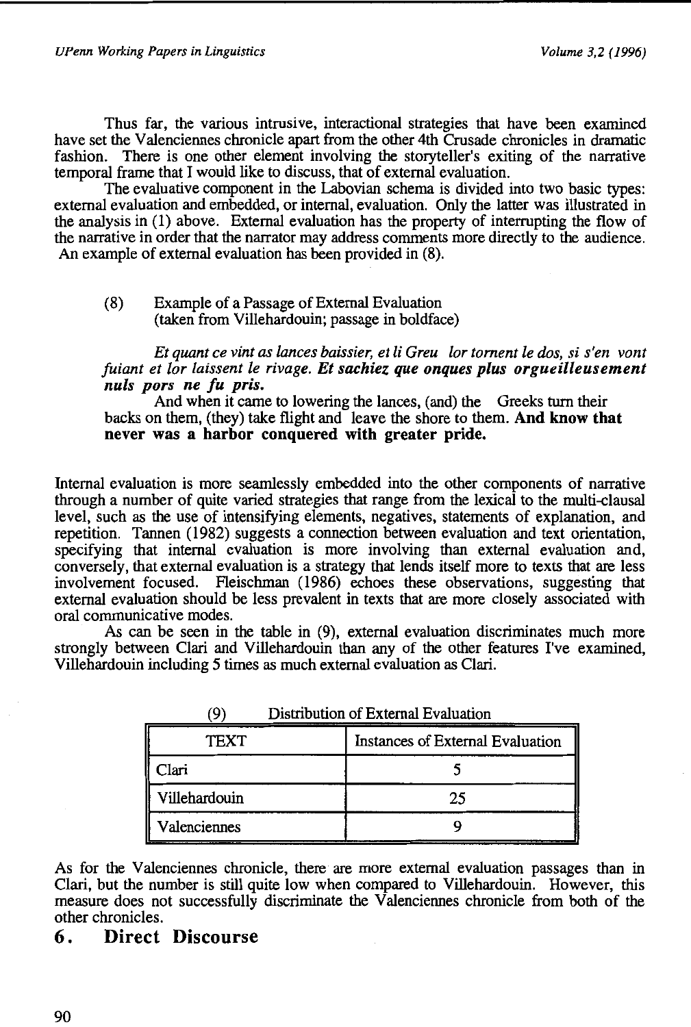Thus far, the various intrusive, interactional strategies that have been examined have set the Valenciennes chronicle apart from the other 4th Crusade chronicles in dramatic fashion. There is one other element involving the storyteller's exiting of the narrative temporal frame that I would like to discuss, that of external evaluation.

The evaluative component in the Labovian schema is divided into two basic types: external evaluation and embedded, or internal, evaluation. Only the latter was illustrated in the analysis in (1) above. External evaluation has the property of interrupting the flow of the narrative in order that the narrator may address comments more directly to the audience. An example of external evaluation has been provided in (8).

(8) Example of a Passage of External Evaluation
(taken from Villehardouin; passage in boldface)

*Et quant ce vint as lances baissier, et li Greu lor tornent le dos, si s'en vont fuiant et lor laissent le rivage.* ***Et sachiez que onques plus orgueilleusement nuls pors ne fu pris.***

And when it came to lowering the lances, (and) the Greeks turn their backs on them, (they) take flight and leave the shore to them. **And know that never was a harbor conquered with greater pride.**

Internal evaluation is more seamlessly embedded into the other components of narrative through a number of quite varied strategies that range from the lexical to the multi-clausal level, such as the use of intensifying elements, negatives, statements of explanation, and repetition. Tannen (1982) suggests a connection between evaluation and text orientation, specifying that internal evaluation is more involving than external evaluation and, conversely, that external evaluation is a strategy that lends itself more to texts that are less involvement focused. Fleischman (1986) echoes these observations, suggesting that external evaluation should be less prevalent in texts that are more closely associated with oral communicative modes.

As can be seen in the table in (9), external evaluation discriminates much more strongly between Clari and Villehardouin than any of the other features I've examined, Villehardouin including 5 times as much external evaluation as Clari.

(9) Distribution of External Evaluation

| TEXT | Instances of External Evaluation |
|---|---|
| Clari | 5 |
| Villehardouin | 25 |
| Valenciennes | 9 |

As for the Valenciennes chronicle, there are more external evaluation passages than in Clari, but the number is still quite low when compared to Villehardouin. However, this measure does not successfully discriminate the Valenciennes chronicle from both of the other chronicles.

## 6. Direct Discourse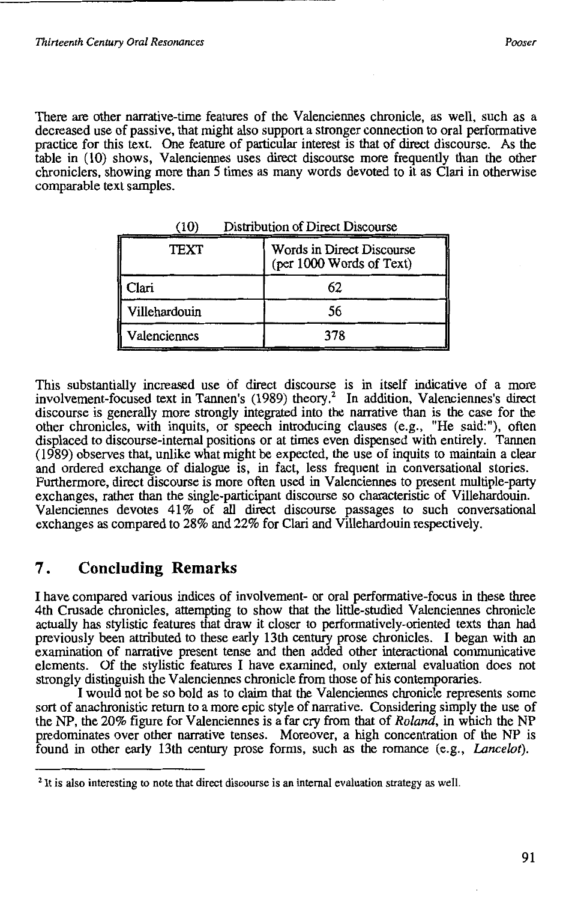There are other narrative-time features of the Valenciennes chronicle, as well, such as a decreased use of passive, that might also support a stronger connection to oral performative practice for this text. One feature of particular interest is that of direct discourse. As the table in (10) shows, Valenciennes uses direct discourse more frequently than the other chroniclers, showing more than 5 times as many words devoted to it as Clari in otherwise comparable text samples.

(10) Distribution of Direct Discourse

| TEXT | Words in Direct Discourse (per 1000 Words of Text) |
|---|---|
| Clari | 62 |
| Villehardouin | 56 |
| Valenciennes | 378 |

This substantially increased use of direct discourse is in itself indicative of a more involvement-focused text in Tannen's (1989) theory.[2] In addition, Valenciennes's direct discourse is generally more strongly integrated into the narrative than is the case for the other chronicles, with inquits, or speech introducing clauses (e.g., "He said:"), often displaced to discourse-internal positions or at times even dispensed with entirely. Tannen (1989) observes that, unlike what might be expected, the use of inquits to maintain a clear and ordered exchange of dialogue is, in fact, less frequent in conversational stories. Furthermore, direct discourse is more often used in Valenciennes to present multiple-party exchanges, rather than the single-participant discourse so characteristic of Villehardouin. Valenciennes devotes 41% of all direct discourse passages to such conversational exchanges as compared to 28% and 22% for Clari and Villehardouin respectively.

## 7. Concluding Remarks

I have compared various indices of involvement- or oral performative-focus in these three 4th Crusade chronicles, attempting to show that the little-studied Valenciennes chronicle actually has stylistic features that draw it closer to performatively-oriented texts than had previously been attributed to these early 13th century prose chronicles. I began with an examination of narrative present tense and then added other interactional communicative elements. Of the stylistic features I have examined, only external evaluation does not strongly distinguish the Valenciennes chronicle from those of his contemporaries.

I would not be so bold as to claim that the Valenciennes chronicle represents some sort of anachronistic return to a more epic style of narrative. Considering simply the use of the NP, the 20% figure for Valenciennes is a far cry from that of *Roland*, in which the NP predominates over other narrative tenses. Moreover, a high concentration of the NP is found in other early 13th century prose forms, such as the romance (e.g., *Lancelot*).

[2] It is also interesting to note that direct discourse is an internal evaluation strategy as well.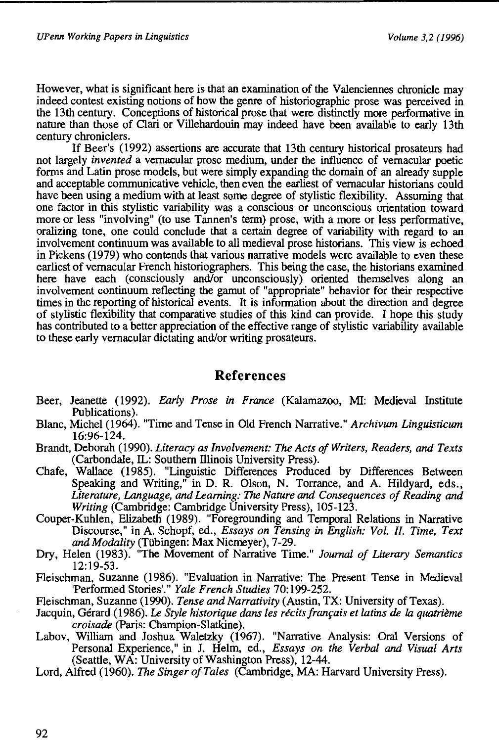However, what is significant here is that an examination of the Valenciennes chronicle may indeed contest existing notions of how the genre of historiographic prose was perceived in the 13th century. Conceptions of historical prose that were distinctly more performative in nature than those of Clari or Villehardouin may indeed have been available to early 13th century chroniclers.

If Beer's (1992) assertions are accurate that 13th century historical prosateurs had not largely *invented* a vernacular prose medium, under the influence of vernacular poetic forms and Latin prose models, but were simply expanding the domain of an already supple and acceptable communicative vehicle, then even the earliest of vernacular historians could have been using a medium with at least some degree of stylistic flexibility. Assuming that one factor in this stylistic variability was a conscious or unconscious orientation toward more or less "involving" (to use Tannen's term) prose, with a more or less performative, oralizing tone, one could conclude that a certain degree of variability with regard to an involvement continuum was available to all medieval prose historians. This view is echoed in Pickens (1979) who contends that various narrative models were available to even these earliest of vernacular French historiographers. This being the case, the historians examined here have each (consciously and/or unconsciously) oriented themselves along an involvement continuum reflecting the gamut of "appropriate" behavior for their respective times in the reporting of historical events. It is information about the direction and degree of stylistic flexibility that comparative studies of this kind can provide. I hope this study has contributed to a better appreciation of the effective range of stylistic variability available to these early vernacular dictating and/or writing prosateurs.

## References

Beer, Jeanette (1992). *Early Prose in France* (Kalamazoo, MI: Medieval Institute Publications).

Blanc, Michel (1964). "Time and Tense in Old French Narrative." *Archivum Linguisticum* 16:96-124.

Brandt, Deborah (1990). *Literacy as Involvement: The Acts of Writers, Readers, and Texts* (Carbondale, IL: Southern Illinois University Press).

Chafe, Wallace (1985). "Linguistic Differences Produced by Differences Between Speaking and Writing," in D. R. Olson, N. Torrance, and A. Hildyard, eds., *Literature, Language, and Learning: The Nature and Consequences of Reading and Writing* (Cambridge: Cambridge University Press), 105-123.

Couper-Kuhlen, Elizabeth (1989). "Foregrounding and Temporal Relations in Narrative Discourse," in A. Schopf, ed., *Essays on Tensing in English: Vol. II. Time, Text and Modality* (Tübingen: Max Niemeyer), 7-29.

Dry, Helen (1983). "The Movement of Narrative Time." *Journal of Literary Semantics* 12:19-53.

Fleischman, Suzanne (1986). "Evaluation in Narrative: The Present Tense in Medieval 'Performed Stories'." *Yale French Studies* 70:199-252.

Fleischman, Suzanne (1990). *Tense and Narrativity* (Austin, TX: University of Texas).

Jacquin, Gérard (1986). *Le Style historique dans les récits français et latins de la quatrième croisade* (Paris: Champion-Slatkine).

Labov, William and Joshua Waletzky (1967). "Narrative Analysis: Oral Versions of Personal Experience," in J. Helm, ed., *Essays on the Verbal and Visual Arts* (Seattle, WA: University of Washington Press), 12-44.

Lord, Alfred (1960). *The Singer of Tales* (Cambridge, MA: Harvard University Press).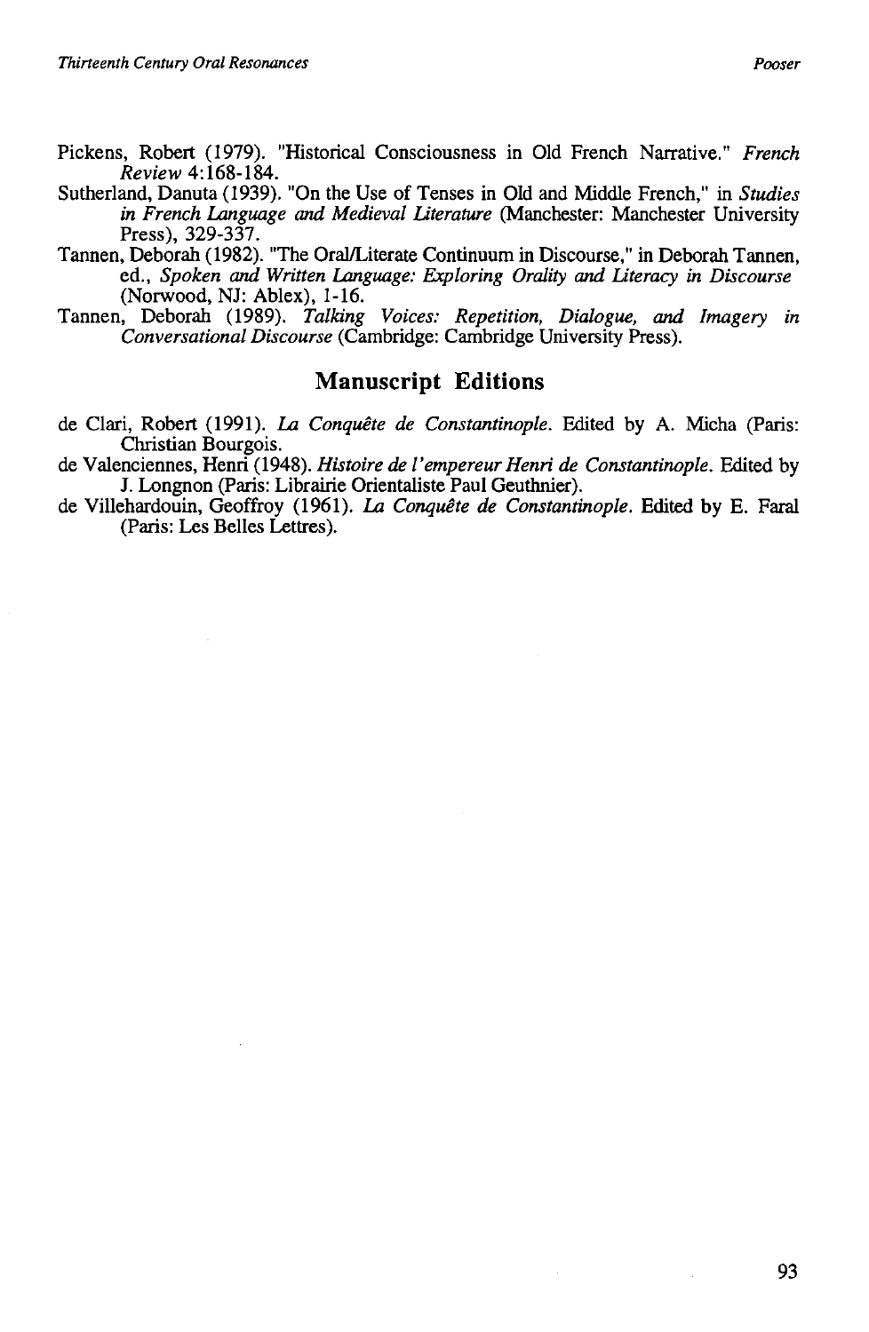Pickens, Robert (1979). "Historical Consciousness in Old French Narrative." *French Review* 4:168-184.

Sutherland, Danuta (1939). "On the Use of Tenses in Old and Middle French," in *Studies in French Language and Medieval Literature* (Manchester: Manchester University Press), 329-337.

Tannen, Deborah (1982). "The Oral/Literate Continuum in Discourse," in Deborah Tannen, ed., *Spoken and Written Language: Exploring Orality and Literacy in Discourse* (Norwood, NJ: Ablex), 1-16.

Tannen, Deborah (1989). *Talking Voices: Repetition, Dialogue, and Imagery in Conversational Discourse* (Cambridge: Cambridge University Press).

## Manuscript Editions

de Clari, Robert (1991). *La Conquête de Constantinople*. Edited by A. Micha (Paris: Christian Bourgois.

de Valenciennes, Henri (1948). *Histoire de l'empereur Henri de Constantinople*. Edited by J. Longnon (Paris: Librairie Orientaliste Paul Geuthnier).

de Villehardouin, Geoffroy (1961). *La Conquête de Constantinople*. Edited by E. Faral (Paris: Les Belles Lettres).